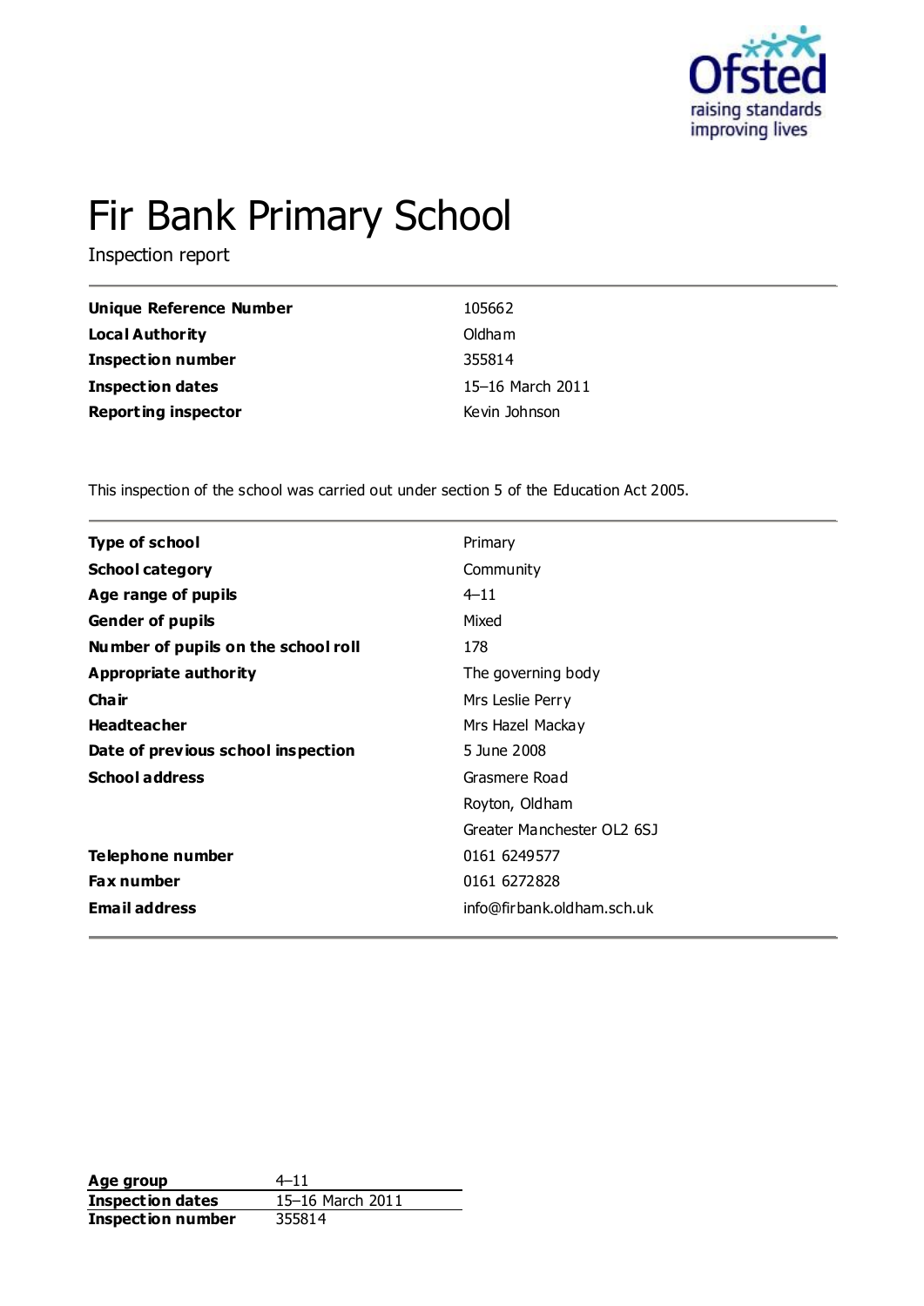# Fir Bank Primary School

Inspection report

| | |
|---|---|
| **Unique Reference Number** | 105662 |
| **Local Authority** | Oldham |
| **Inspection number** | 355814 |
| **Inspection dates** | 15–16 March 2011 |
| **Reporting inspector** | Kevin Johnson |

This inspection of the school was carried out under section 5 of the Education Act 2005.

| | |
|---|---|
| **Type of school** | Primary |
| **School category** | Community |
| **Age range of pupils** | 4–11 |
| **Gender of pupils** | Mixed |
| **Number of pupils on the school roll** | 178 |
| **Appropriate authority** | The governing body |
| **Chair** | Mrs Leslie Perry |
| **Headteacher** | Mrs Hazel Mackay |
| **Date of previous school inspection** | 5 June 2008 |
| **School address** | Grasmere Road |
| | Royton, Oldham |
| | Greater Manchester OL2 6SJ |
| **Telephone number** | 0161 6249577 |
| **Fax number** | 0161 6272828 |
| **Email address** | info@firbank.oldham.sch.uk |

| | |
|---|---|
| **Age group** | 4–11 |
| **Inspection dates** | 15–16 March 2011 |
| **Inspection number** | 355814 |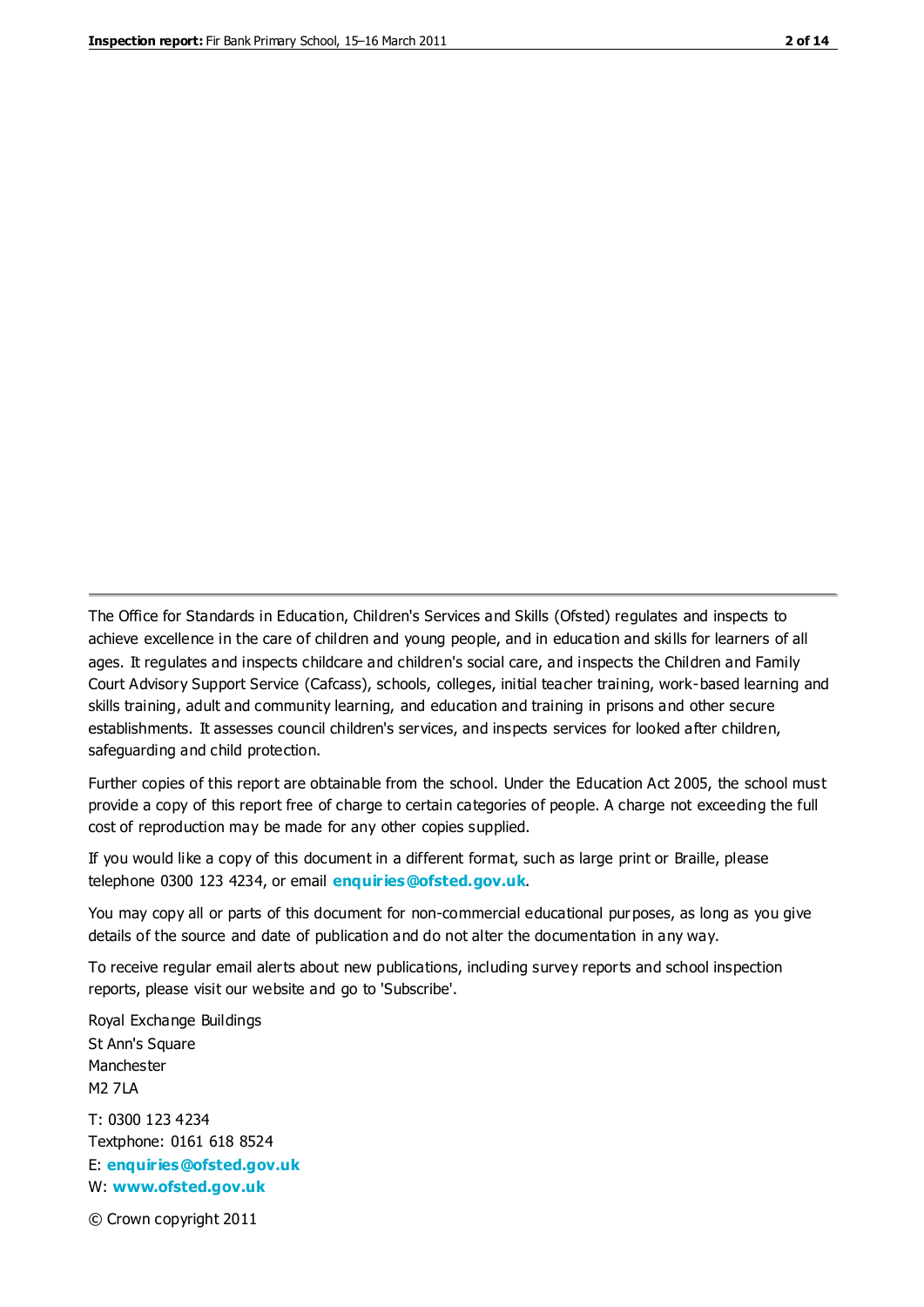The Office for Standards in Education, Children's Services and Skills (Ofsted) regulates and inspects to achieve excellence in the care of children and young people, and in education and skills for learners of all ages. It regulates and inspects childcare and children's social care, and inspects the Children and Family Court Advisory Support Service (Cafcass), schools, colleges, initial teacher training, work-based learning and skills training, adult and community learning, and education and training in prisons and other secure establishments. It assesses council children's services, and inspects services for looked after children, safeguarding and child protection.

Further copies of this report are obtainable from the school. Under the Education Act 2005, the school must provide a copy of this report free of charge to certain categories of people. A charge not exceeding the full cost of reproduction may be made for any other copies supplied.

If you would like a copy of this document in a different format, such as large print or Braille, please telephone 0300 123 4234, or email **enquiries@ofsted.gov.uk**.

You may copy all or parts of this document for non-commercial educational purposes, as long as you give details of the source and date of publication and do not alter the documentation in any way.

To receive regular email alerts about new publications, including survey reports and school inspection reports, please visit our website and go to 'Subscribe'.

Royal Exchange Buildings
St Ann's Square
Manchester
M2 7LA

T: 0300 123 4234
Textphone: 0161 618 8524
E: **enquiries@ofsted.gov.uk**
W: **www.ofsted.gov.uk**

© Crown copyright 2011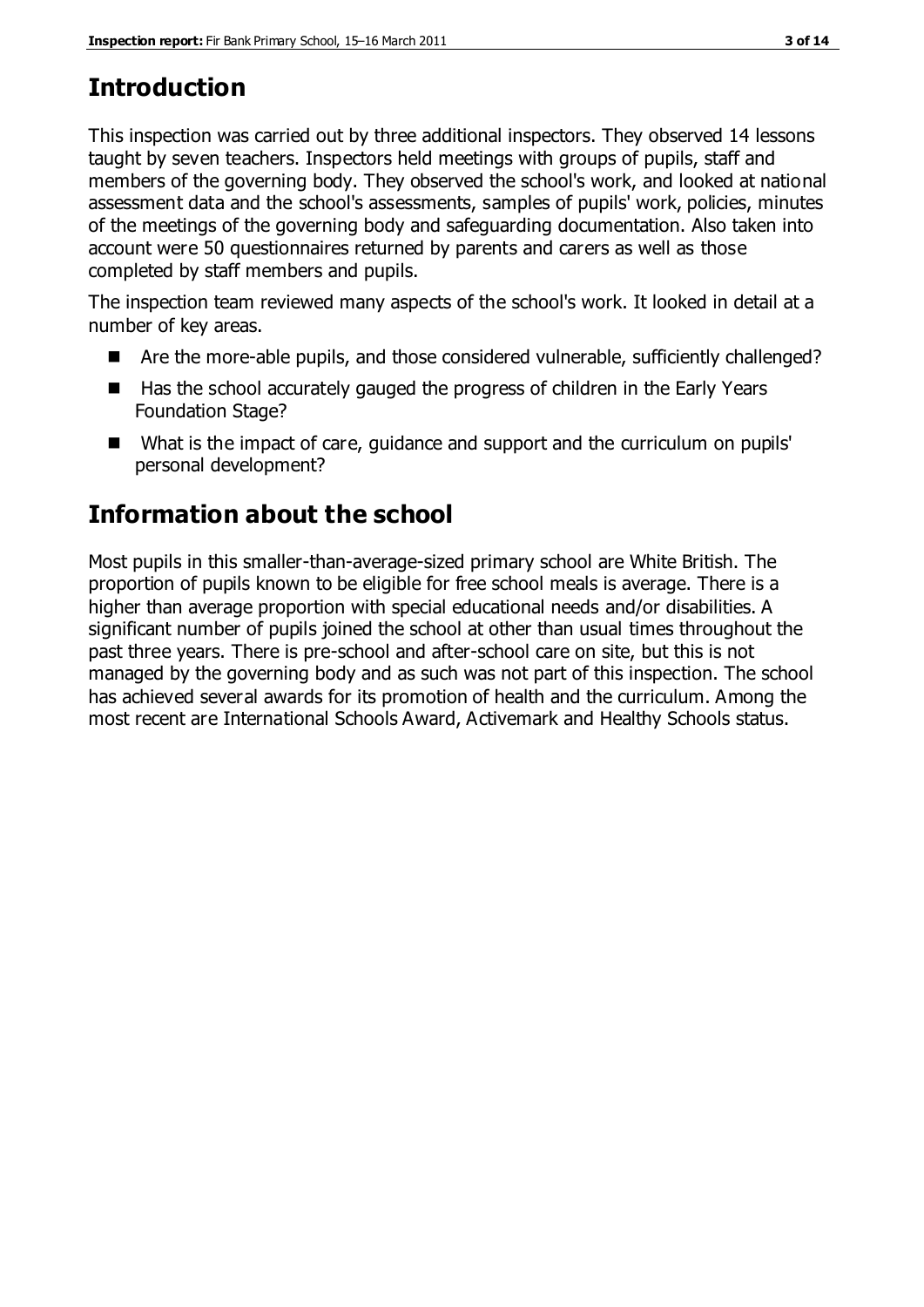## Introduction

This inspection was carried out by three additional inspectors. They observed 14 lessons taught by seven teachers. Inspectors held meetings with groups of pupils, staff and members of the governing body. They observed the school's work, and looked at national assessment data and the school's assessments, samples of pupils' work, policies, minutes of the meetings of the governing body and safeguarding documentation. Also taken into account were 50 questionnaires returned by parents and carers as well as those completed by staff members and pupils.

The inspection team reviewed many aspects of the school's work. It looked in detail at a number of key areas.

- Are the more-able pupils, and those considered vulnerable, sufficiently challenged?
- Has the school accurately gauged the progress of children in the Early Years Foundation Stage?
- What is the impact of care, guidance and support and the curriculum on pupils' personal development?

## Information about the school

Most pupils in this smaller-than-average-sized primary school are White British. The proportion of pupils known to be eligible for free school meals is average. There is a higher than average proportion with special educational needs and/or disabilities. A significant number of pupils joined the school at other than usual times throughout the past three years. There is pre-school and after-school care on site, but this is not managed by the governing body and as such was not part of this inspection. The school has achieved several awards for its promotion of health and the curriculum. Among the most recent are International Schools Award, Activemark and Healthy Schools status.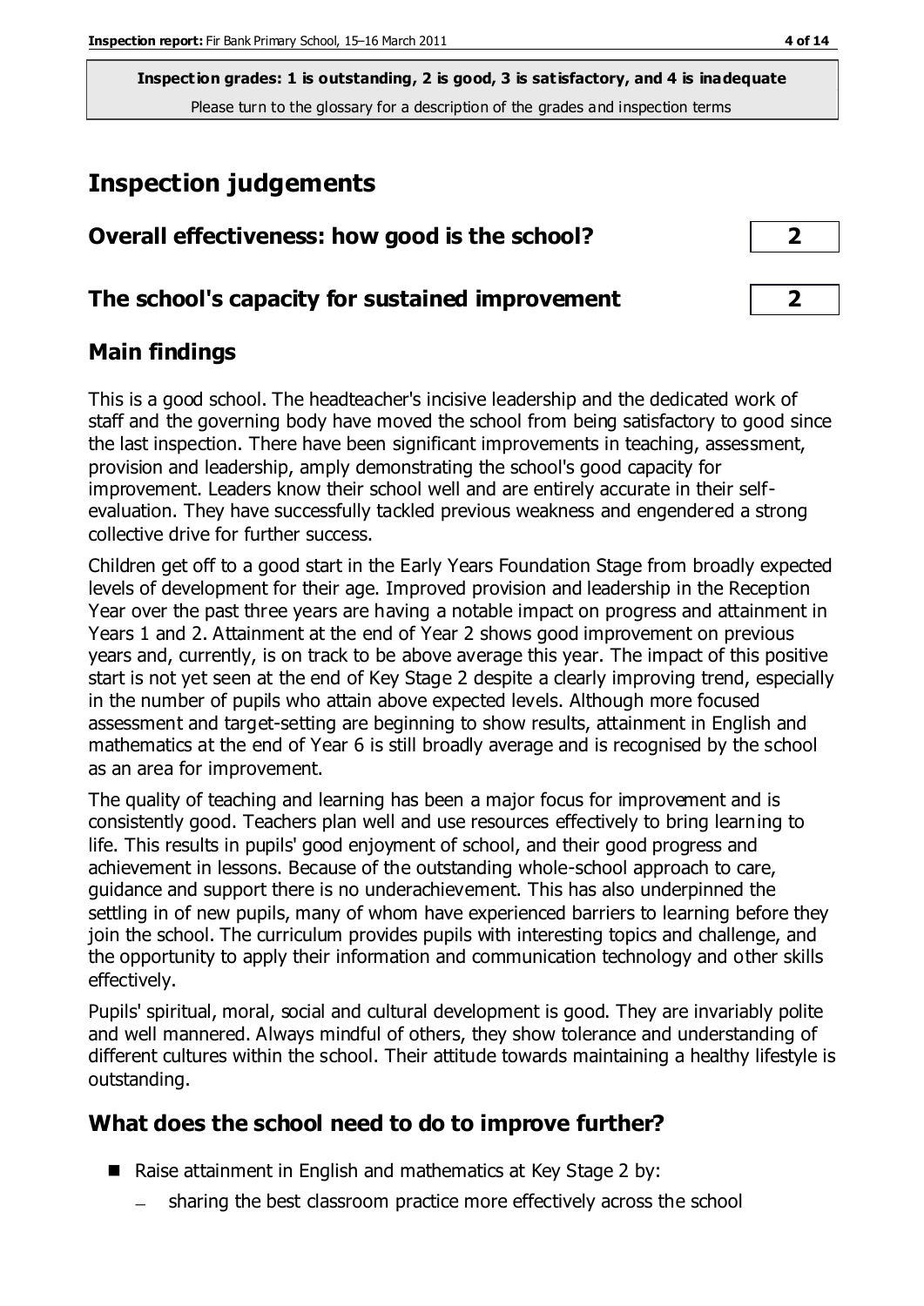**Inspection grades: 1 is outstanding, 2 is good, 3 is satisfactory, and 4 is inadequate**
Please turn to the glossary for a description of the grades and inspection terms

# Inspection judgements

## Overall effectiveness: how good is the school? — 2

## The school's capacity for sustained improvement — 2

## Main findings

This is a good school. The headteacher's incisive leadership and the dedicated work of staff and the governing body have moved the school from being satisfactory to good since the last inspection. There have been significant improvements in teaching, assessment, provision and leadership, amply demonstrating the school's good capacity for improvement. Leaders know their school well and are entirely accurate in their self-evaluation. They have successfully tackled previous weakness and engendered a strong collective drive for further success.

Children get off to a good start in the Early Years Foundation Stage from broadly expected levels of development for their age. Improved provision and leadership in the Reception Year over the past three years are having a notable impact on progress and attainment in Years 1 and 2. Attainment at the end of Year 2 shows good improvement on previous years and, currently, is on track to be above average this year. The impact of this positive start is not yet seen at the end of Key Stage 2 despite a clearly improving trend, especially in the number of pupils who attain above expected levels. Although more focused assessment and target-setting are beginning to show results, attainment in English and mathematics at the end of Year 6 is still broadly average and is recognised by the school as an area for improvement.

The quality of teaching and learning has been a major focus for improvement and is consistently good. Teachers plan well and use resources effectively to bring learning to life. This results in pupils' good enjoyment of school, and their good progress and achievement in lessons. Because of the outstanding whole-school approach to care, guidance and support there is no underachievement. This has also underpinned the settling in of new pupils, many of whom have experienced barriers to learning before they join the school. The curriculum provides pupils with interesting topics and challenge, and the opportunity to apply their information and communication technology and other skills effectively.

Pupils' spiritual, moral, social and cultural development is good. They are invariably polite and well mannered. Always mindful of others, they show tolerance and understanding of different cultures within the school. Their attitude towards maintaining a healthy lifestyle is outstanding.

## What does the school need to do to improve further?

- Raise attainment in English and mathematics at Key Stage 2 by:
  - sharing the best classroom practice more effectively across the school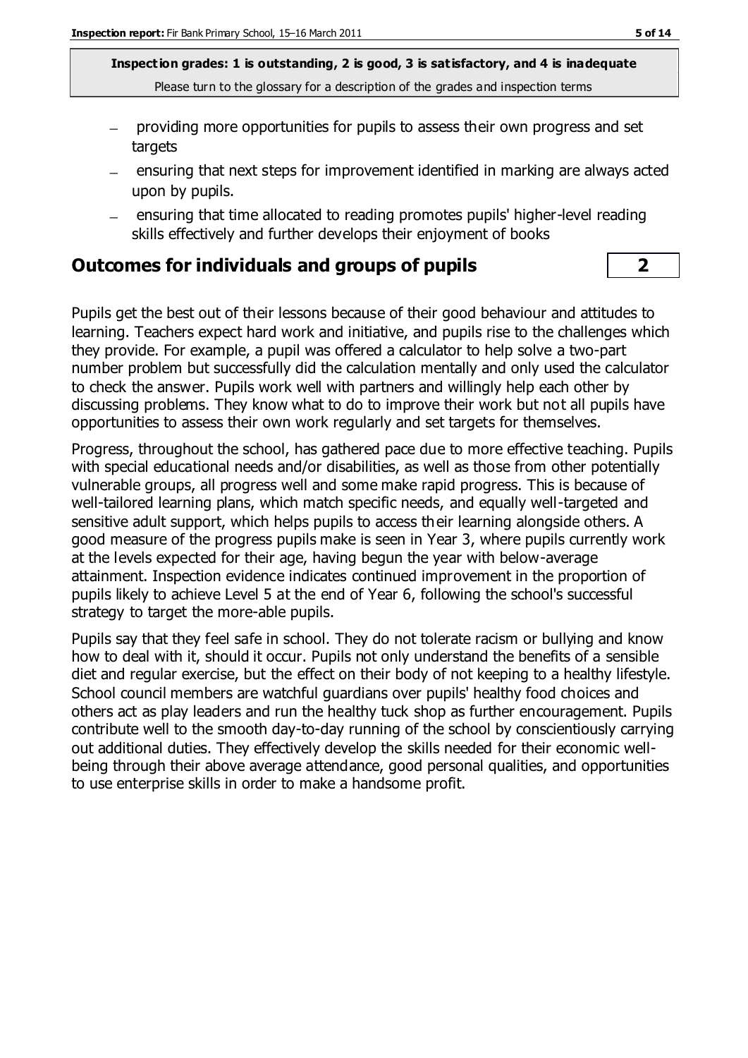**Inspection grades: 1 is outstanding, 2 is good, 3 is satisfactory, and 4 is inadequate**
Please turn to the glossary for a description of the grades and inspection terms

- providing more opportunities for pupils to assess their own progress and set targets
- ensuring that next steps for improvement identified in marking are always acted upon by pupils.
- ensuring that time allocated to reading promotes pupils' higher-level reading skills effectively and further develops their enjoyment of books

## Outcomes for individuals and groups of pupils | 2

Pupils get the best out of their lessons because of their good behaviour and attitudes to learning. Teachers expect hard work and initiative, and pupils rise to the challenges which they provide. For example, a pupil was offered a calculator to help solve a two-part number problem but successfully did the calculation mentally and only used the calculator to check the answer. Pupils work well with partners and willingly help each other by discussing problems. They know what to do to improve their work but not all pupils have opportunities to assess their own work regularly and set targets for themselves.

Progress, throughout the school, has gathered pace due to more effective teaching. Pupils with special educational needs and/or disabilities, as well as those from other potentially vulnerable groups, all progress well and some make rapid progress. This is because of well-tailored learning plans, which match specific needs, and equally well-targeted and sensitive adult support, which helps pupils to access their learning alongside others. A good measure of the progress pupils make is seen in Year 3, where pupils currently work at the levels expected for their age, having begun the year with below-average attainment. Inspection evidence indicates continued improvement in the proportion of pupils likely to achieve Level 5 at the end of Year 6, following the school's successful strategy to target the more-able pupils.

Pupils say that they feel safe in school. They do not tolerate racism or bullying and know how to deal with it, should it occur. Pupils not only understand the benefits of a sensible diet and regular exercise, but the effect on their body of not keeping to a healthy lifestyle. School council members are watchful guardians over pupils' healthy food choices and others act as play leaders and run the healthy tuck shop as further encouragement. Pupils contribute well to the smooth day-to-day running of the school by conscientiously carrying out additional duties. They effectively develop the skills needed for their economic well-being through their above average attendance, good personal qualities, and opportunities to use enterprise skills in order to make a handsome profit.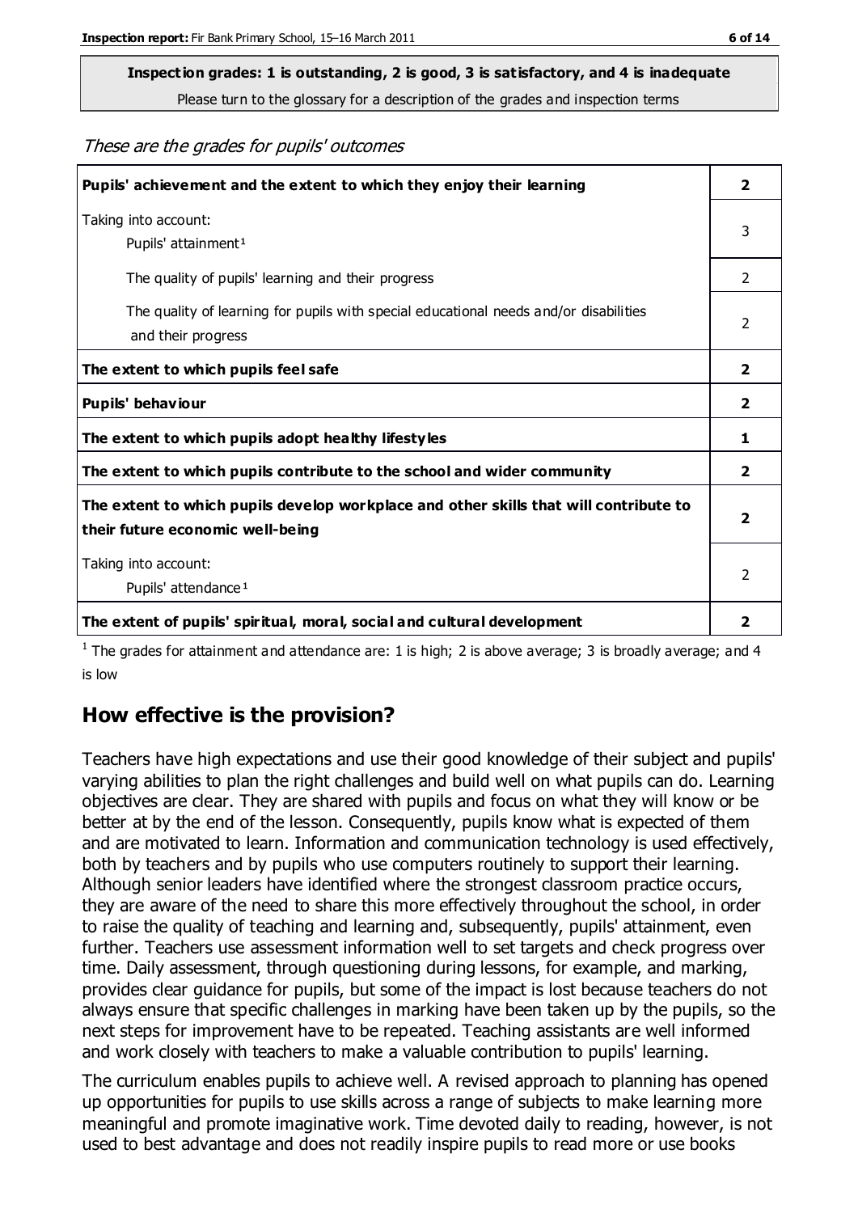**Inspection grades: 1 is outstanding, 2 is good, 3 is satisfactory, and 4 is inadequate**
Please turn to the glossary for a description of the grades and inspection terms

*These are the grades for pupils' outcomes*

| | |
|---|---|
| **Pupils' achievement and the extent to which they enjoy their learning** | **2** |
| Taking into account: Pupils' attainment [1] | 3 |
| The quality of pupils' learning and their progress | 2 |
| The quality of learning for pupils with special educational needs and/or disabilities and their progress | 2 |
| **The extent to which pupils feel safe** | **2** |
| **Pupils' behaviour** | **2** |
| **The extent to which pupils adopt healthy lifestyles** | **1** |
| **The extent to which pupils contribute to the school and wider community** | **2** |
| **The extent to which pupils develop workplace and other skills that will contribute to their future economic well-being** | **2** |
| Taking into account: Pupils' attendance [1] | 2 |
| **The extent of pupils' spiritual, moral, social and cultural development** | **2** |

[1] The grades for attainment and attendance are: 1 is high; 2 is above average; 3 is broadly average; and 4 is low

## How effective is the provision?

Teachers have high expectations and use their good knowledge of their subject and pupils' varying abilities to plan the right challenges and build well on what pupils can do. Learning objectives are clear. They are shared with pupils and focus on what they will know or be better at by the end of the lesson. Consequently, pupils know what is expected of them and are motivated to learn. Information and communication technology is used effectively, both by teachers and by pupils who use computers routinely to support their learning. Although senior leaders have identified where the strongest classroom practice occurs, they are aware of the need to share this more effectively throughout the school, in order to raise the quality of teaching and learning and, subsequently, pupils' attainment, even further. Teachers use assessment information well to set targets and check progress over time. Daily assessment, through questioning during lessons, for example, and marking, provides clear guidance for pupils, but some of the impact is lost because teachers do not always ensure that specific challenges in marking have been taken up by the pupils, so the next steps for improvement have to be repeated. Teaching assistants are well informed and work closely with teachers to make a valuable contribution to pupils' learning.

The curriculum enables pupils to achieve well. A revised approach to planning has opened up opportunities for pupils to use skills across a range of subjects to make learning more meaningful and promote imaginative work. Time devoted daily to reading, however, is not used to best advantage and does not readily inspire pupils to read more or use books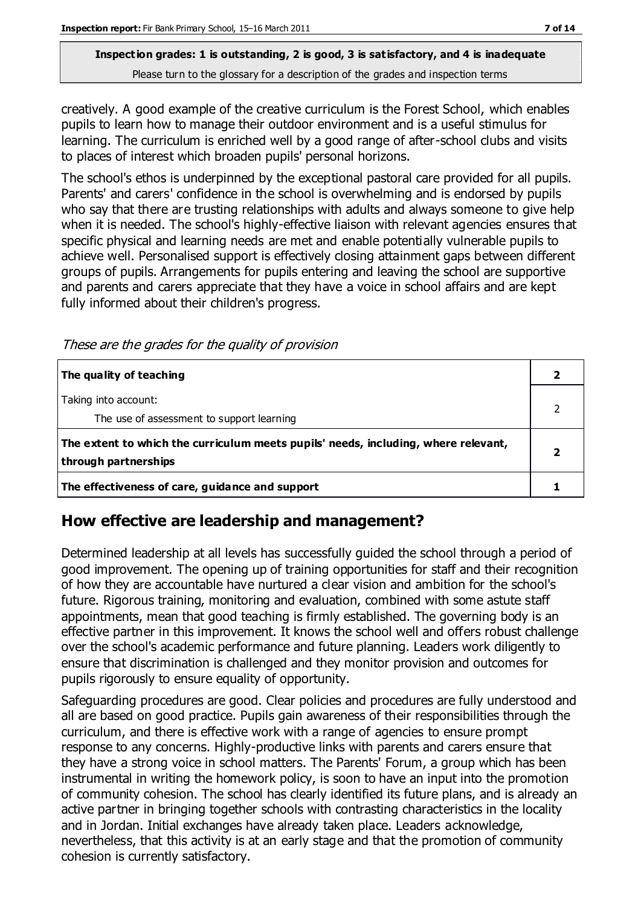**Inspection grades: 1 is outstanding, 2 is good, 3 is satisfactory, and 4 is inadequate**
Please turn to the glossary for a description of the grades and inspection terms

creatively. A good example of the creative curriculum is the Forest School, which enables pupils to learn how to manage their outdoor environment and is a useful stimulus for learning. The curriculum is enriched well by a good range of after-school clubs and visits to places of interest which broaden pupils' personal horizons.

The school's ethos is underpinned by the exceptional pastoral care provided for all pupils. Parents' and carers' confidence in the school is overwhelming and is endorsed by pupils who say that there are trusting relationships with adults and always someone to give help when it is needed. The school's highly-effective liaison with relevant agencies ensures that specific physical and learning needs are met and enable potentially vulnerable pupils to achieve well. Personalised support is effectively closing attainment gaps between different groups of pupils. Arrangements for pupils entering and leaving the school are supportive and parents and carers appreciate that they have a voice in school affairs and are kept fully informed about their children's progress.

*These are the grades for the quality of provision*

| | |
|---|---|
| **The quality of teaching** | **2** |
| Taking into account:<br>The use of assessment to support learning | 2 |
| **The extent to which the curriculum meets pupils' needs, including, where relevant, through partnerships** | **2** |
| **The effectiveness of care, guidance and support** | **1** |

## How effective are leadership and management?

Determined leadership at all levels has successfully guided the school through a period of good improvement. The opening up of training opportunities for staff and their recognition of how they are accountable have nurtured a clear vision and ambition for the school's future. Rigorous training, monitoring and evaluation, combined with some astute staff appointments, mean that good teaching is firmly established. The governing body is an effective partner in this improvement. It knows the school well and offers robust challenge over the school's academic performance and future planning. Leaders work diligently to ensure that discrimination is challenged and they monitor provision and outcomes for pupils rigorously to ensure equality of opportunity.

Safeguarding procedures are good. Clear policies and procedures are fully understood and all are based on good practice. Pupils gain awareness of their responsibilities through the curriculum, and there is effective work with a range of agencies to ensure prompt response to any concerns. Highly-productive links with parents and carers ensure that they have a strong voice in school matters. The Parents' Forum, a group which has been instrumental in writing the homework policy, is soon to have an input into the promotion of community cohesion. The school has clearly identified its future plans, and is already an active partner in bringing together schools with contrasting characteristics in the locality and in Jordan. Initial exchanges have already taken place. Leaders acknowledge, nevertheless, that this activity is at an early stage and that the promotion of community cohesion is currently satisfactory.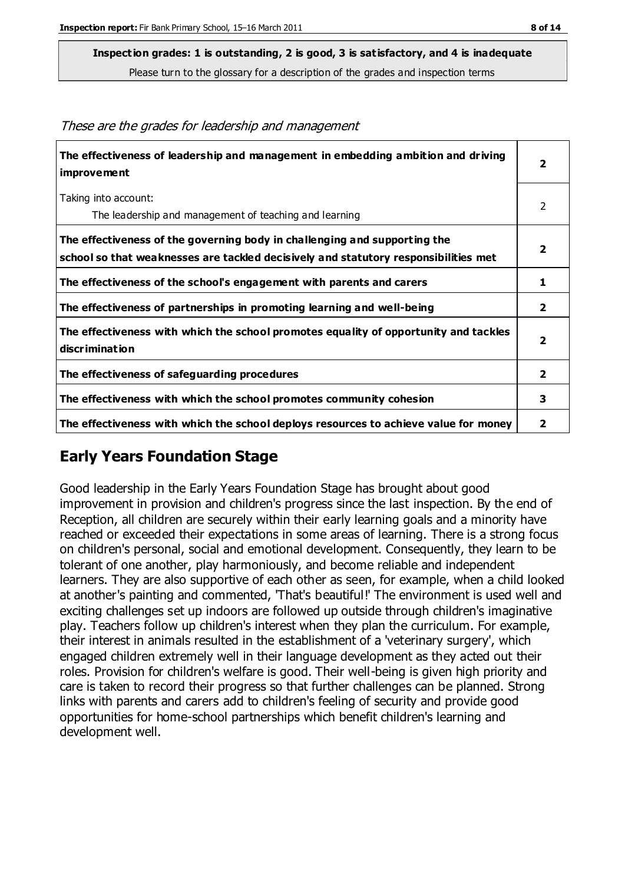**Inspection grades: 1 is outstanding, 2 is good, 3 is satisfactory, and 4 is inadequate**

Please turn to the glossary for a description of the grades and inspection terms

*These are the grades for leadership and management*

| | |
|---|---|
| **The effectiveness of leadership and management in embedding ambition and driving improvement** | **2** |
| Taking into account:<br>The leadership and management of teaching and learning | 2 |
| **The effectiveness of the governing body in challenging and supporting the school so that weaknesses are tackled decisively and statutory responsibilities met** | **2** |
| **The effectiveness of the school's engagement with parents and carers** | **1** |
| **The effectiveness of partnerships in promoting learning and well-being** | **2** |
| **The effectiveness with which the school promotes equality of opportunity and tackles discrimination** | **2** |
| **The effectiveness of safeguarding procedures** | **2** |
| **The effectiveness with which the school promotes community cohesion** | **3** |
| **The effectiveness with which the school deploys resources to achieve value for money** | **2** |

## Early Years Foundation Stage

Good leadership in the Early Years Foundation Stage has brought about good improvement in provision and children's progress since the last inspection. By the end of Reception, all children are securely within their early learning goals and a minority have reached or exceeded their expectations in some areas of learning. There is a strong focus on children's personal, social and emotional development. Consequently, they learn to be tolerant of one another, play harmoniously, and become reliable and independent learners. They are also supportive of each other as seen, for example, when a child looked at another's painting and commented, 'That's beautiful!' The environment is used well and exciting challenges set up indoors are followed up outside through children's imaginative play. Teachers follow up children's interest when they plan the curriculum. For example, their interest in animals resulted in the establishment of a 'veterinary surgery', which engaged children extremely well in their language development as they acted out their roles. Provision for children's welfare is good. Their well-being is given high priority and care is taken to record their progress so that further challenges can be planned. Strong links with parents and carers add to children's feeling of security and provide good opportunities for home-school partnerships which benefit children's learning and development well.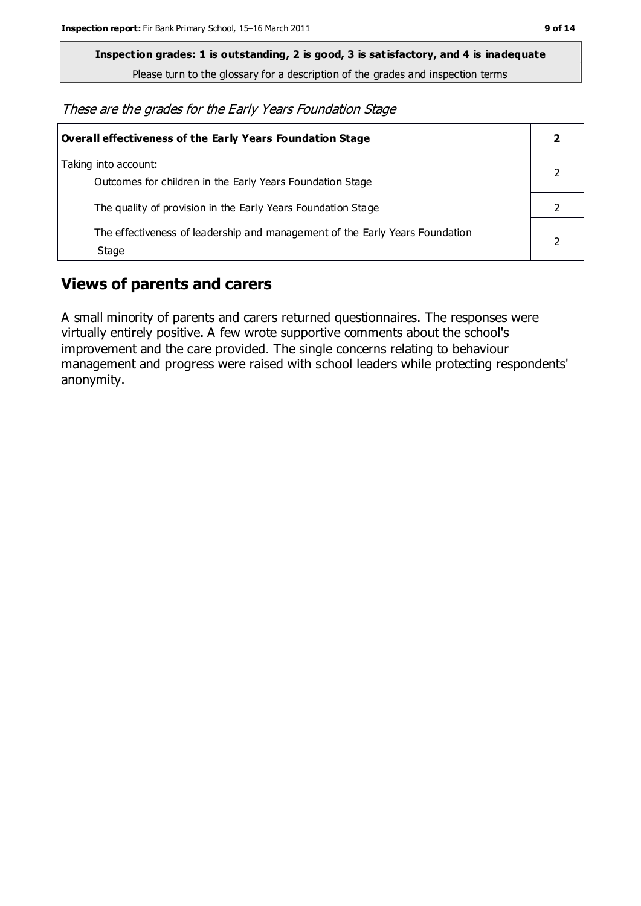**Inspection grades: 1 is outstanding, 2 is good, 3 is satisfactory, and 4 is inadequate**
Please turn to the glossary for a description of the grades and inspection terms

*These are the grades for the Early Years Foundation Stage*

| **Overall effectiveness of the Early Years Foundation Stage** | **2** |
|---|---|
| Taking into account: Outcomes for children in the Early Years Foundation Stage | 2 |
| The quality of provision in the Early Years Foundation Stage | 2 |
| The effectiveness of leadership and management of the Early Years Foundation Stage | 2 |

## Views of parents and carers

A small minority of parents and carers returned questionnaires. The responses were virtually entirely positive. A few wrote supportive comments about the school's improvement and the care provided. The single concerns relating to behaviour management and progress were raised with school leaders while protecting respondents' anonymity.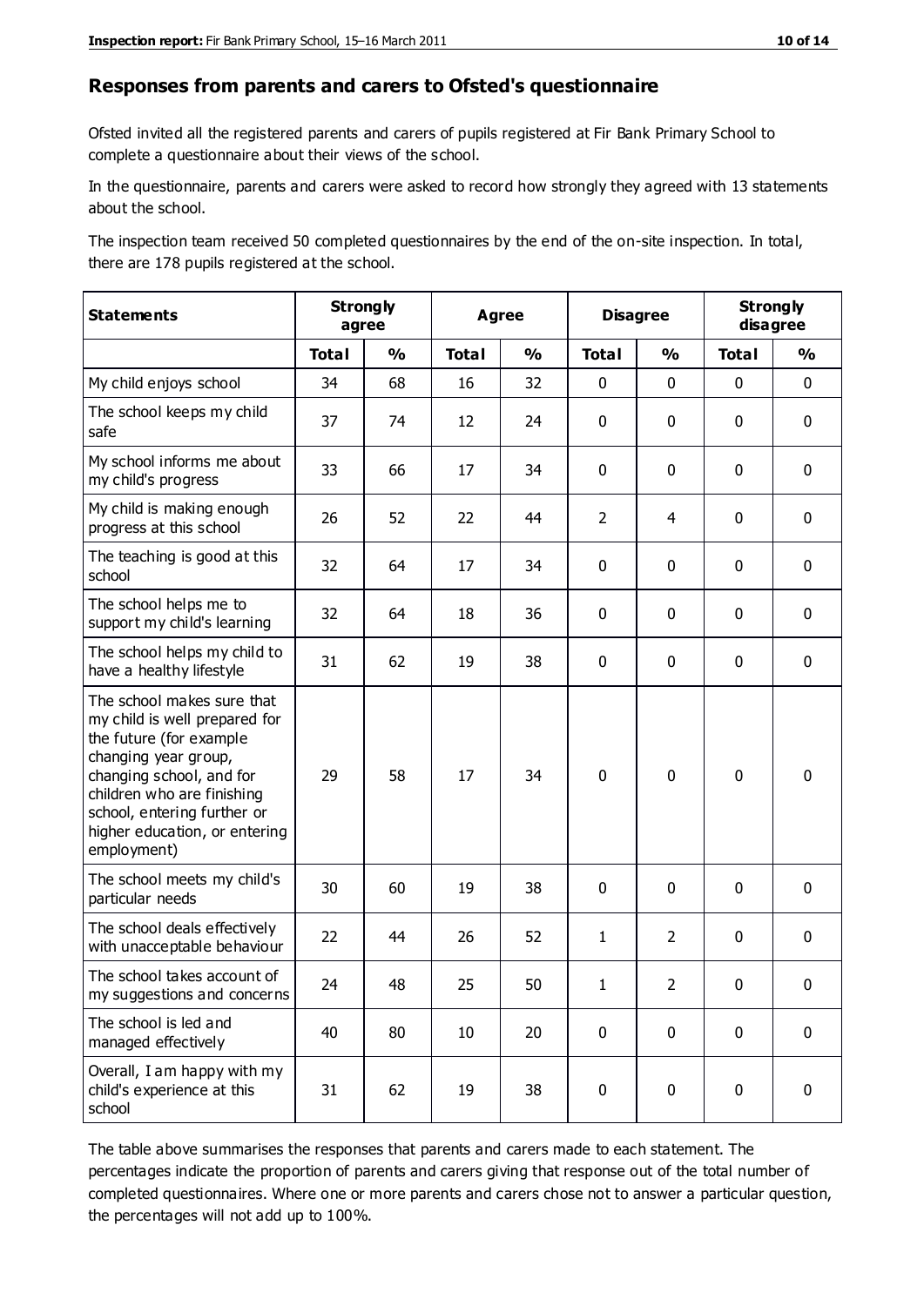## Responses from parents and carers to Ofsted's questionnaire

Ofsted invited all the registered parents and carers of pupils registered at Fir Bank Primary School to complete a questionnaire about their views of the school.

In the questionnaire, parents and carers were asked to record how strongly they agreed with 13 statements about the school.

The inspection team received 50 completed questionnaires by the end of the on-site inspection. In total, there are 178 pupils registered at the school.

| Statements | Strongly agree | | Agree | | Disagree | | Strongly disagree | |
|---|---|---|---|---|---|---|---|---|
| | Total | % | Total | % | Total | % | Total | % |
| My child enjoys school | 34 | 68 | 16 | 32 | 0 | 0 | 0 | 0 |
| The school keeps my child safe | 37 | 74 | 12 | 24 | 0 | 0 | 0 | 0 |
| My school informs me about my child's progress | 33 | 66 | 17 | 34 | 0 | 0 | 0 | 0 |
| My child is making enough progress at this school | 26 | 52 | 22 | 44 | 2 | 4 | 0 | 0 |
| The teaching is good at this school | 32 | 64 | 17 | 34 | 0 | 0 | 0 | 0 |
| The school helps me to support my child's learning | 32 | 64 | 18 | 36 | 0 | 0 | 0 | 0 |
| The school helps my child to have a healthy lifestyle | 31 | 62 | 19 | 38 | 0 | 0 | 0 | 0 |
| The school makes sure that my child is well prepared for the future (for example changing year group, changing school, and for children who are finishing school, entering further or higher education, or entering employment) | 29 | 58 | 17 | 34 | 0 | 0 | 0 | 0 |
| The school meets my child's particular needs | 30 | 60 | 19 | 38 | 0 | 0 | 0 | 0 |
| The school deals effectively with unacceptable behaviour | 22 | 44 | 26 | 52 | 1 | 2 | 0 | 0 |
| The school takes account of my suggestions and concerns | 24 | 48 | 25 | 50 | 1 | 2 | 0 | 0 |
| The school is led and managed effectively | 40 | 80 | 10 | 20 | 0 | 0 | 0 | 0 |
| Overall, I am happy with my child's experience at this school | 31 | 62 | 19 | 38 | 0 | 0 | 0 | 0 |

The table above summarises the responses that parents and carers made to each statement. The percentages indicate the proportion of parents and carers giving that response out of the total number of completed questionnaires. Where one or more parents and carers chose not to answer a particular question, the percentages will not add up to 100%.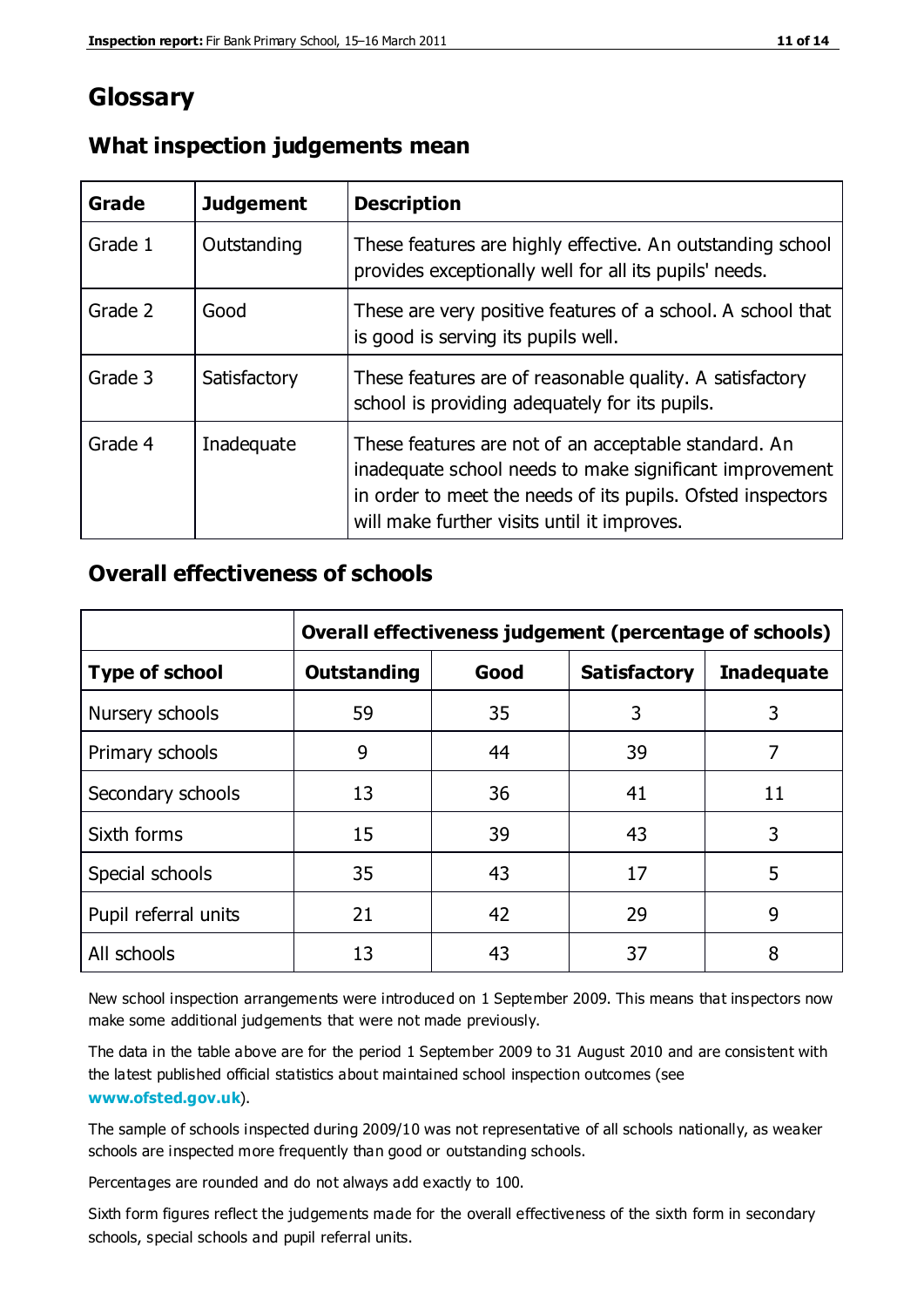# Glossary

## What inspection judgements mean

| Grade | Judgement | Description |
| --- | --- | --- |
| Grade 1 | Outstanding | These features are highly effective. An outstanding school provides exceptionally well for all its pupils' needs. |
| Grade 2 | Good | These are very positive features of a school. A school that is good is serving its pupils well. |
| Grade 3 | Satisfactory | These features are of reasonable quality. A satisfactory school is providing adequately for its pupils. |
| Grade 4 | Inadequate | These features are not of an acceptable standard. An inadequate school needs to make significant improvement in order to meet the needs of its pupils. Ofsted inspectors will make further visits until it improves. |

## Overall effectiveness of schools

| | Overall effectiveness judgement (percentage of schools) | | | |
| --- | --- | --- | --- | --- |
| **Type of school** | **Outstanding** | **Good** | **Satisfactory** | **Inadequate** |
| Nursery schools | 59 | 35 | 3 | 3 |
| Primary schools | 9 | 44 | 39 | 7 |
| Secondary schools | 13 | 36 | 41 | 11 |
| Sixth forms | 15 | 39 | 43 | 3 |
| Special schools | 35 | 43 | 17 | 5 |
| Pupil referral units | 21 | 42 | 29 | 9 |
| All schools | 13 | 43 | 37 | 8 |

New school inspection arrangements were introduced on 1 September 2009. This means that inspectors now make some additional judgements that were not made previously.

The data in the table above are for the period 1 September 2009 to 31 August 2010 and are consistent with the latest published official statistics about maintained school inspection outcomes (see **www.ofsted.gov.uk**).

The sample of schools inspected during 2009/10 was not representative of all schools nationally, as weaker schools are inspected more frequently than good or outstanding schools.

Percentages are rounded and do not always add exactly to 100.

Sixth form figures reflect the judgements made for the overall effectiveness of the sixth form in secondary schools, special schools and pupil referral units.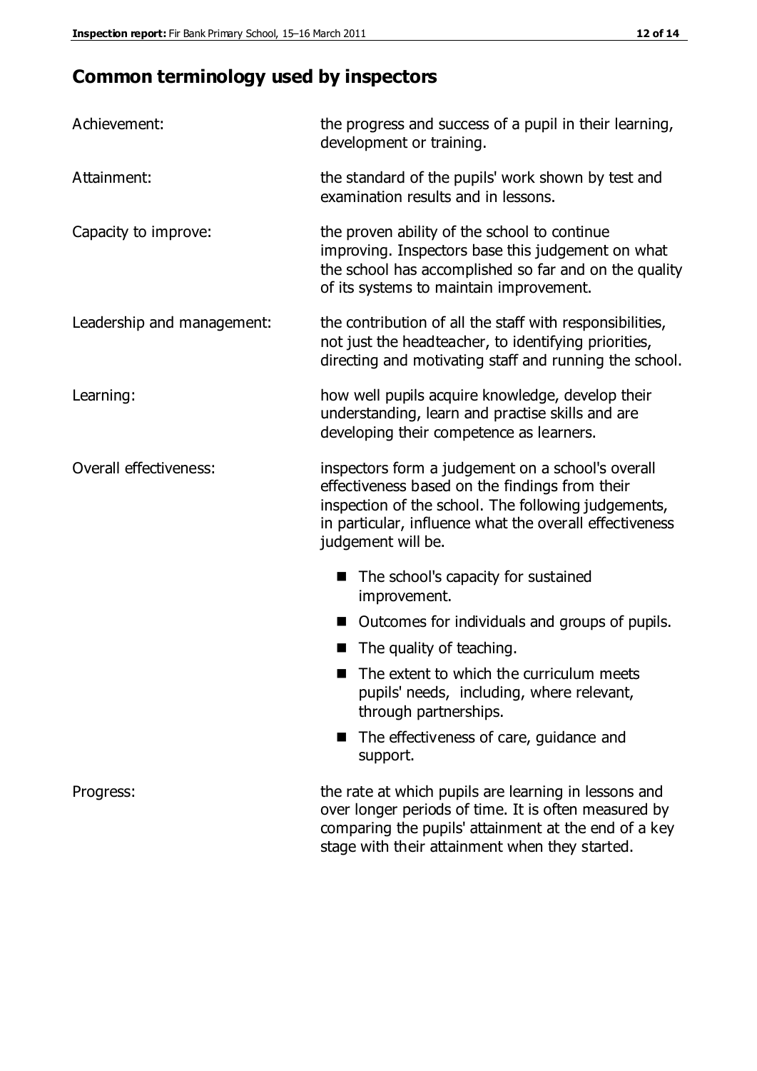## Common terminology used by inspectors

| | |
|---|---|
| Achievement: | the progress and success of a pupil in their learning, development or training. |
| Attainment: | the standard of the pupils' work shown by test and examination results and in lessons. |
| Capacity to improve: | the proven ability of the school to continue improving. Inspectors base this judgement on what the school has accomplished so far and on the quality of its systems to maintain improvement. |
| Leadership and management: | the contribution of all the staff with responsibilities, not just the headteacher, to identifying priorities, directing and motivating staff and running the school. |
| Learning: | how well pupils acquire knowledge, develop their understanding, learn and practise skills and are developing their competence as learners. |
| Overall effectiveness: | inspectors form a judgement on a school's overall effectiveness based on the findings from their inspection of the school. The following judgements, in particular, influence what the overall effectiveness judgement will be.<br>■ The school's capacity for sustained improvement.<br>■ Outcomes for individuals and groups of pupils.<br>■ The quality of teaching.<br>■ The extent to which the curriculum meets pupils' needs, including, where relevant, through partnerships.<br>■ The effectiveness of care, guidance and support. |
| Progress: | the rate at which pupils are learning in lessons and over longer periods of time. It is often measured by comparing the pupils' attainment at the end of a key stage with their attainment when they started. |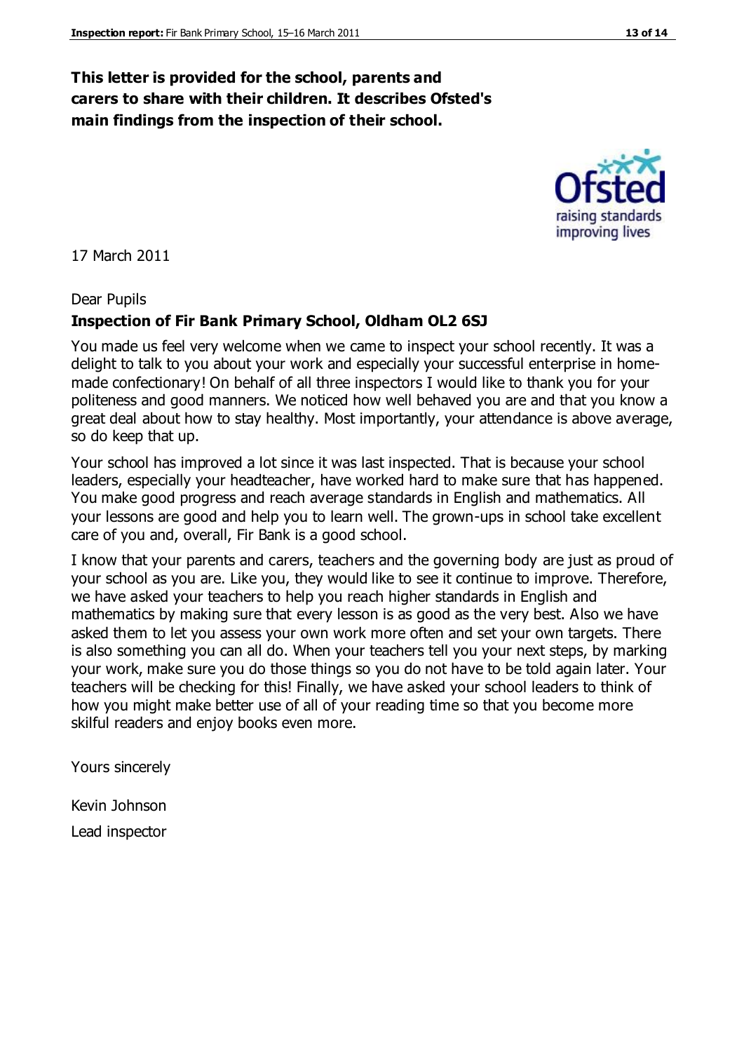**This letter is provided for the school, parents and carers to share with their children. It describes Ofsted's main findings from the inspection of their school.**

17 March 2011

Dear Pupils

**Inspection of Fir Bank Primary School, Oldham OL2 6SJ**

You made us feel very welcome when we came to inspect your school recently. It was a delight to talk to you about your work and especially your successful enterprise in home-made confectionary! On behalf of all three inspectors I would like to thank you for your politeness and good manners. We noticed how well behaved you are and that you know a great deal about how to stay healthy. Most importantly, your attendance is above average, so do keep that up.

Your school has improved a lot since it was last inspected. That is because your school leaders, especially your headteacher, have worked hard to make sure that has happened. You make good progress and reach average standards in English and mathematics. All your lessons are good and help you to learn well. The grown-ups in school take excellent care of you and, overall, Fir Bank is a good school.

I know that your parents and carers, teachers and the governing body are just as proud of your school as you are. Like you, they would like to see it continue to improve. Therefore, we have asked your teachers to help you reach higher standards in English and mathematics by making sure that every lesson is as good as the very best. Also we have asked them to let you assess your own work more often and set your own targets. There is also something you can all do. When your teachers tell you your next steps, by marking your work, make sure you do those things so you do not have to be told again later. Your teachers will be checking for this! Finally, we have asked your school leaders to think of how you might make better use of all of your reading time so that you become more skilful readers and enjoy books even more.

Yours sincerely

Kevin Johnson

Lead inspector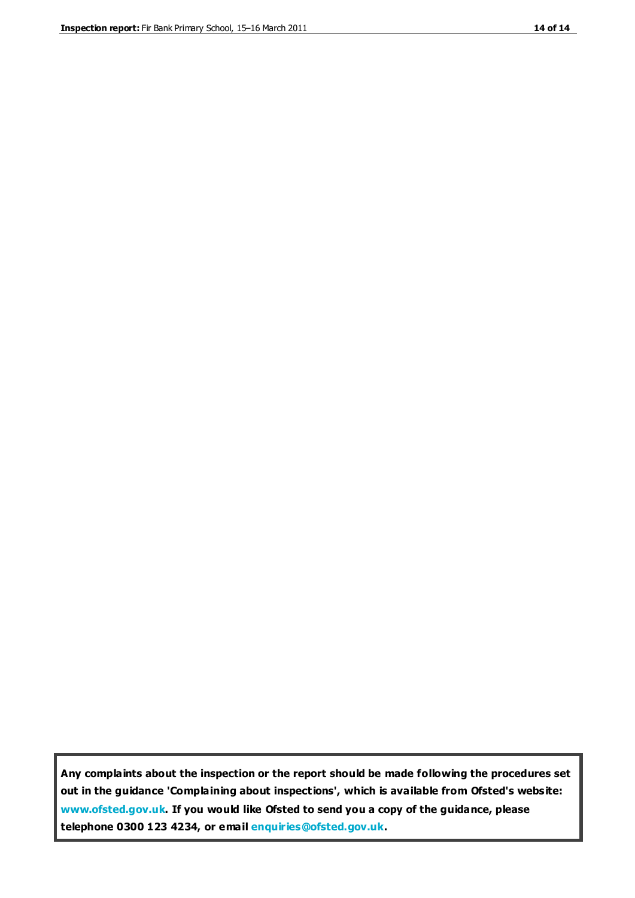**Any complaints about the inspection or the report should be made following the procedures set out in the guidance 'Complaining about inspections', which is available from Ofsted's website: www.ofsted.gov.uk. If you would like Ofsted to send you a copy of the guidance, please telephone 0300 123 4234, or email enquiries@ofsted.gov.uk.**